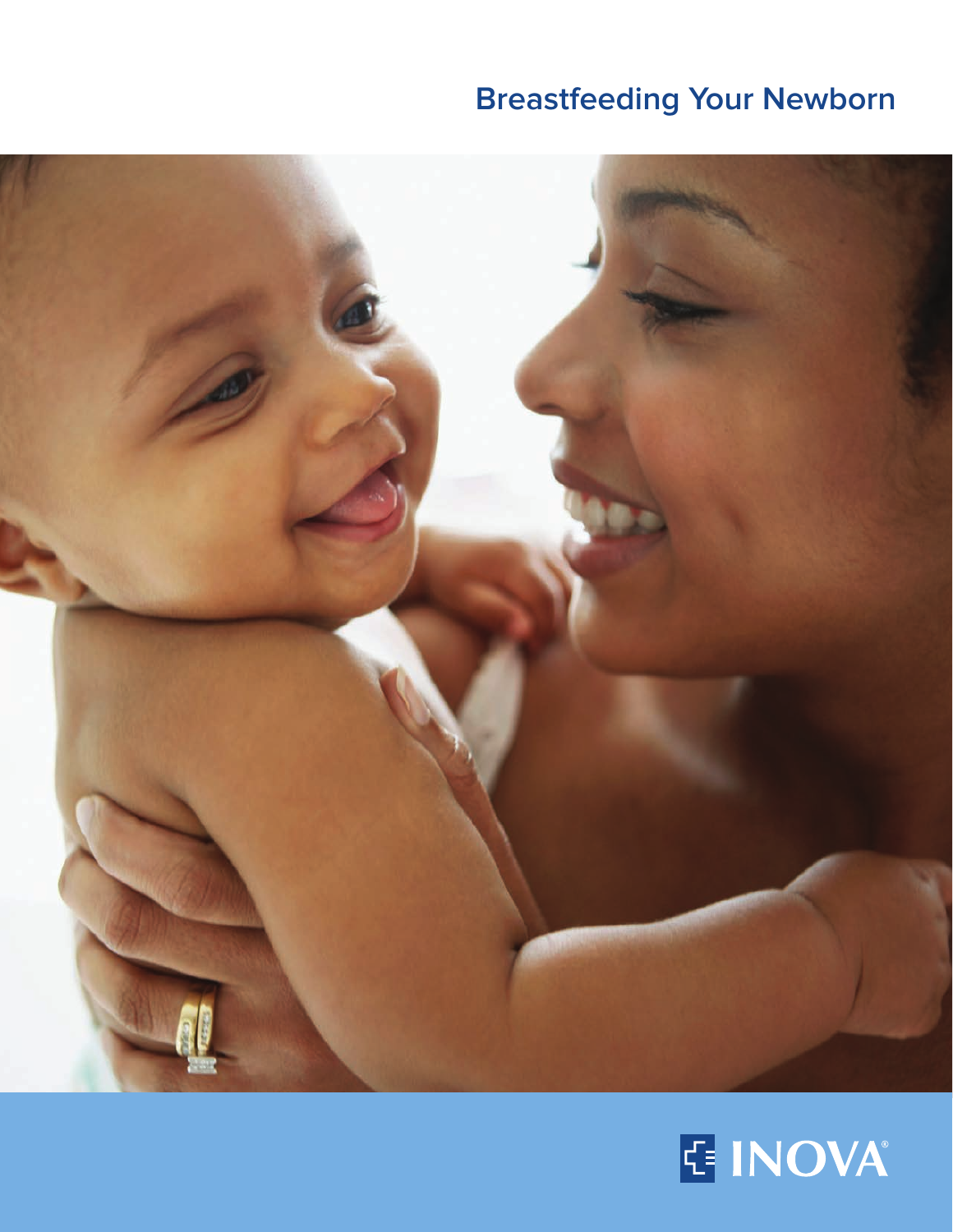# Breastfeeding Your Newborn

INOVA®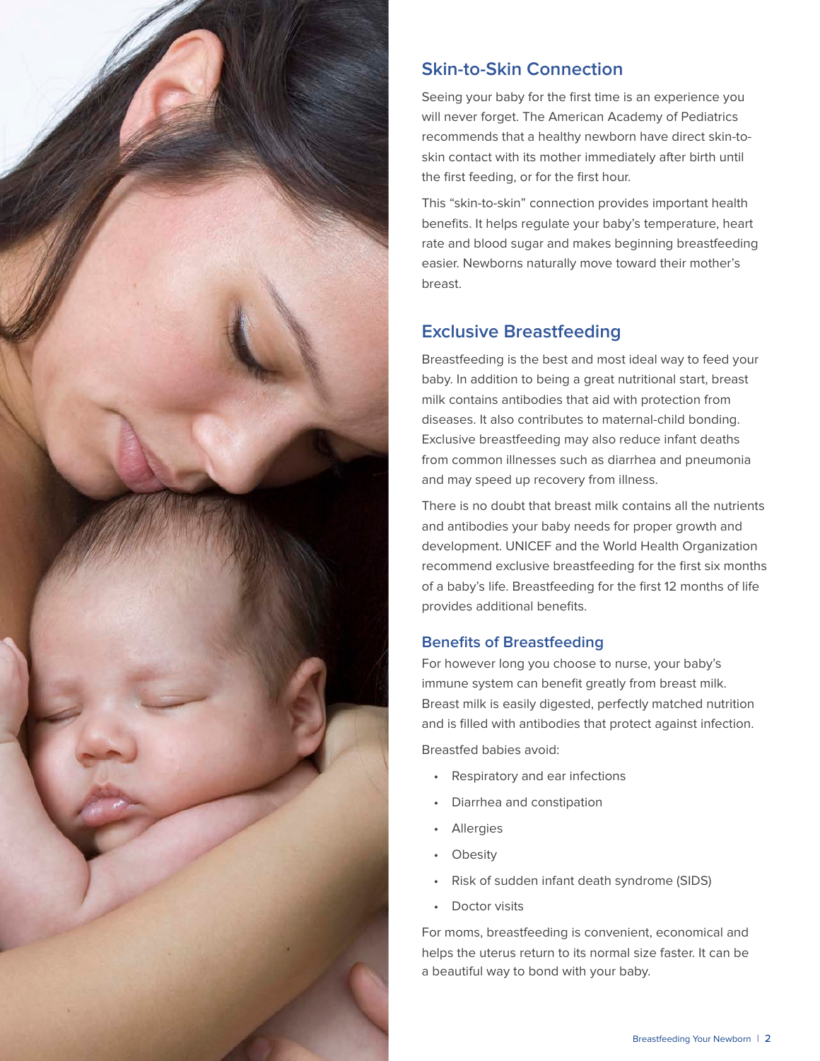## Skin-to-Skin Connection

Seeing your baby for the first time is an experience you will never forget. The American Academy of Pediatrics recommends that a healthy newborn have direct skin-to-skin contact with its mother immediately after birth until the first feeding, or for the first hour.

This "skin-to-skin" connection provides important health benefits. It helps regulate your baby's temperature, heart rate and blood sugar and makes beginning breastfeeding easier. Newborns naturally move toward their mother's breast.

## Exclusive Breastfeeding

Breastfeeding is the best and most ideal way to feed your baby. In addition to being a great nutritional start, breast milk contains antibodies that aid with protection from diseases. It also contributes to maternal-child bonding. Exclusive breastfeeding may also reduce infant deaths from common illnesses such as diarrhea and pneumonia and may speed up recovery from illness.

There is no doubt that breast milk contains all the nutrients and antibodies your baby needs for proper growth and development. UNICEF and the World Health Organization recommend exclusive breastfeeding for the first six months of a baby's life. Breastfeeding for the first 12 months of life provides additional benefits.

### Benefits of Breastfeeding

For however long you choose to nurse, your baby's immune system can benefit greatly from breast milk. Breast milk is easily digested, perfectly matched nutrition and is filled with antibodies that protect against infection.

Breastfed babies avoid:

- Respiratory and ear infections
- Diarrhea and constipation
- Allergies
- Obesity
- Risk of sudden infant death syndrome (SIDS)
- Doctor visits

For moms, breastfeeding is convenient, economical and helps the uterus return to its normal size faster. It can be a beautiful way to bond with your baby.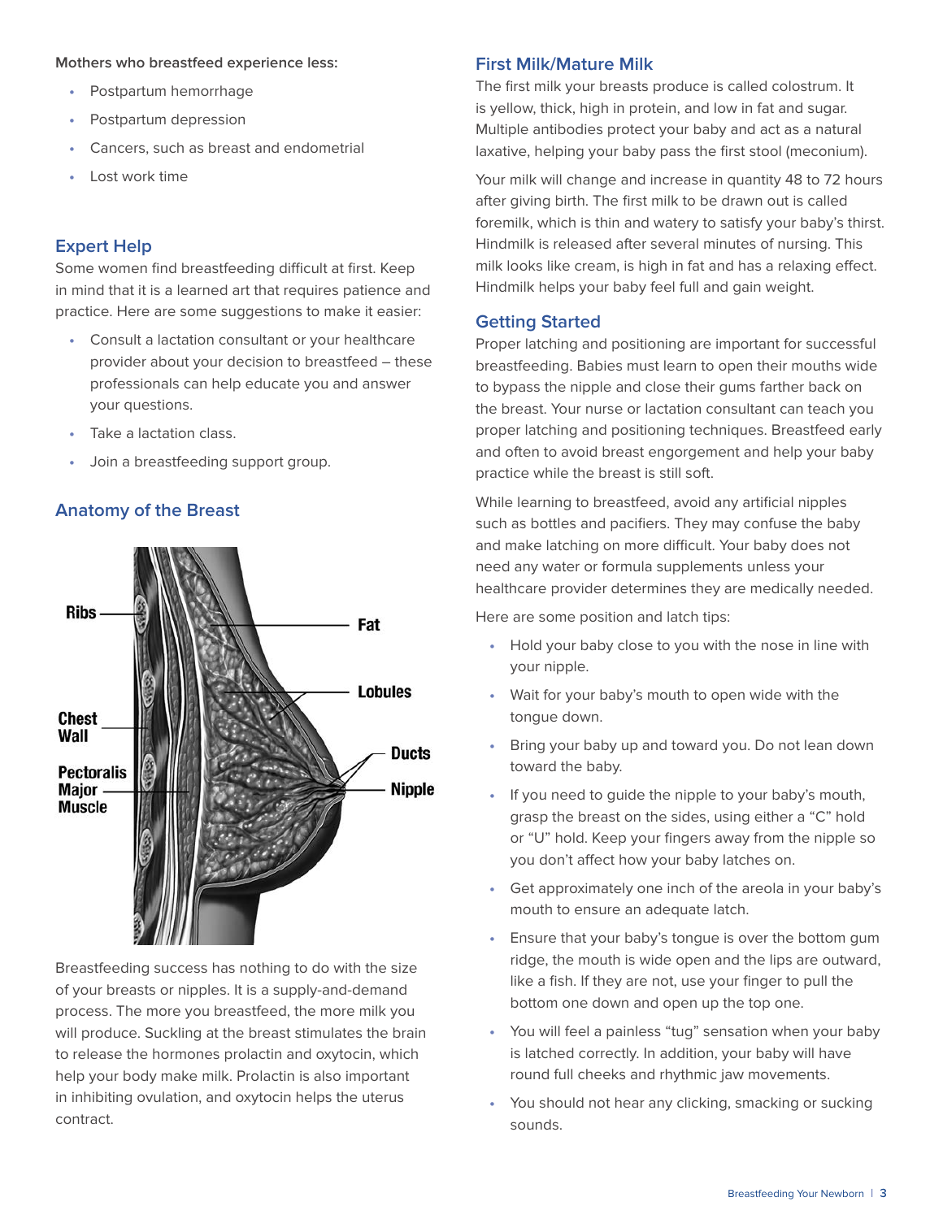**Mothers who breastfeed experience less:**

- Postpartum hemorrhage
- Postpartum depression
- Cancers, such as breast and endometrial
- Lost work time

## Expert Help

Some women find breastfeeding difficult at first. Keep in mind that it is a learned art that requires patience and practice. Here are some suggestions to make it easier:

- Consult a lactation consultant or your healthcare provider about your decision to breastfeed – these professionals can help educate you and answer your questions.
- Take a lactation class.
- Join a breastfeeding support group.

## Anatomy of the Breast

Ribs

Chest Wall

Pectoralis Major Muscle

Fat

Lobules

Ducts

Nipple

Breastfeeding success has nothing to do with the size of your breasts or nipples. It is a supply-and-demand process. The more you breastfeed, the more milk you will produce. Suckling at the breast stimulates the brain to release the hormones prolactin and oxytocin, which help your body make milk. Prolactin is also important in inhibiting ovulation, and oxytocin helps the uterus contract.

## First Milk/Mature Milk

The first milk your breasts produce is called colostrum. It is yellow, thick, high in protein, and low in fat and sugar. Multiple antibodies protect your baby and act as a natural laxative, helping your baby pass the first stool (meconium).

Your milk will change and increase in quantity 48 to 72 hours after giving birth. The first milk to be drawn out is called foremilk, which is thin and watery to satisfy your baby's thirst. Hindmilk is released after several minutes of nursing. This milk looks like cream, is high in fat and has a relaxing effect. Hindmilk helps your baby feel full and gain weight.

## Getting Started

Proper latching and positioning are important for successful breastfeeding. Babies must learn to open their mouths wide to bypass the nipple and close their gums farther back on the breast. Your nurse or lactation consultant can teach you proper latching and positioning techniques. Breastfeed early and often to avoid breast engorgement and help your baby practice while the breast is still soft.

While learning to breastfeed, avoid any artificial nipples such as bottles and pacifiers. They may confuse the baby and make latching on more difficult. Your baby does not need any water or formula supplements unless your healthcare provider determines they are medically needed.

Here are some position and latch tips:

- Hold your baby close to you with the nose in line with your nipple.
- Wait for your baby's mouth to open wide with the tongue down.
- Bring your baby up and toward you. Do not lean down toward the baby.
- If you need to guide the nipple to your baby's mouth, grasp the breast on the sides, using either a "C" hold or "U" hold. Keep your fingers away from the nipple so you don't affect how your baby latches on.
- Get approximately one inch of the areola in your baby's mouth to ensure an adequate latch.
- Ensure that your baby's tongue is over the bottom gum ridge, the mouth is wide open and the lips are outward, like a fish. If they are not, use your finger to pull the bottom one down and open up the top one.
- You will feel a painless "tug" sensation when your baby is latched correctly. In addition, your baby will have round full cheeks and rhythmic jaw movements.
- You should not hear any clicking, smacking or sucking sounds.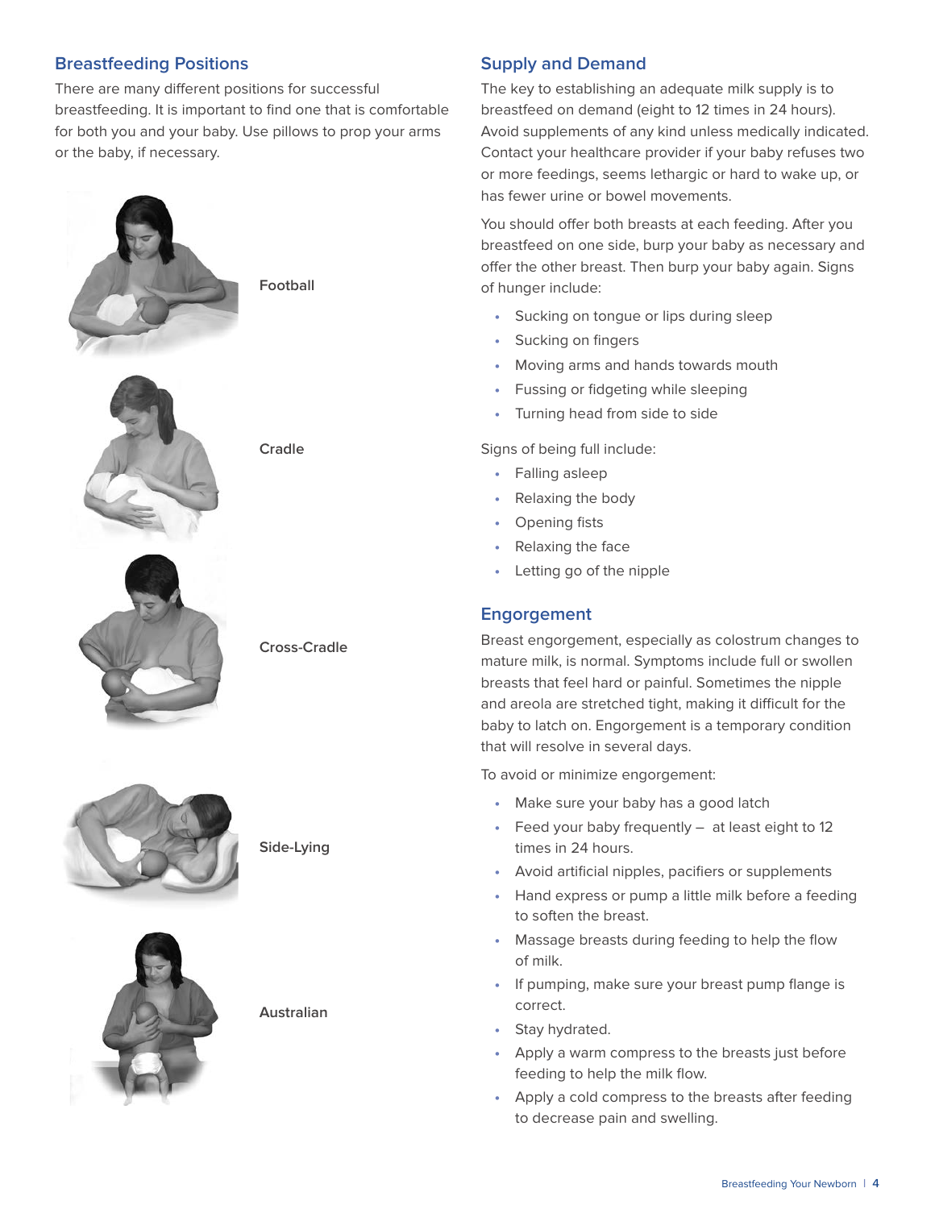## Breastfeeding Positions

There are many different positions for successful breastfeeding. It is important to find one that is comfortable for both you and your baby. Use pillows to prop your arms or the baby, if necessary.

Football

Cradle

Cross-Cradle

Side-Lying

Australian

## Supply and Demand

The key to establishing an adequate milk supply is to breastfeed on demand (eight to 12 times in 24 hours). Avoid supplements of any kind unless medically indicated. Contact your healthcare provider if your baby refuses two or more feedings, seems lethargic or hard to wake up, or has fewer urine or bowel movements.

You should offer both breasts at each feeding. After you breastfeed on one side, burp your baby as necessary and offer the other breast. Then burp your baby again. Signs of hunger include:

- Sucking on tongue or lips during sleep
- Sucking on fingers
- Moving arms and hands towards mouth
- Fussing or fidgeting while sleeping
- Turning head from side to side

Signs of being full include:

- Falling asleep
- Relaxing the body
- Opening fists
- Relaxing the face
- Letting go of the nipple

## Engorgement

Breast engorgement, especially as colostrum changes to mature milk, is normal. Symptoms include full or swollen breasts that feel hard or painful. Sometimes the nipple and areola are stretched tight, making it difficult for the baby to latch on. Engorgement is a temporary condition that will resolve in several days.

To avoid or minimize engorgement:

- Make sure your baby has a good latch
- Feed your baby frequently – at least eight to 12 times in 24 hours.
- Avoid artificial nipples, pacifiers or supplements
- Hand express or pump a little milk before a feeding to soften the breast.
- Massage breasts during feeding to help the flow of milk.
- If pumping, make sure your breast pump flange is correct.
- Stay hydrated.
- Apply a warm compress to the breasts just before feeding to help the milk flow.
- Apply a cold compress to the breasts after feeding to decrease pain and swelling.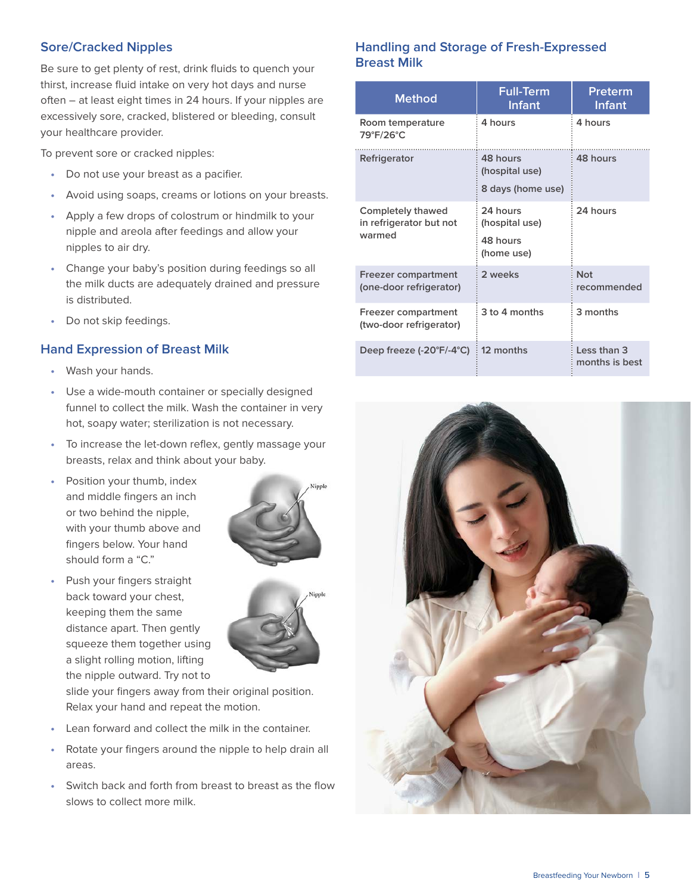## Sore/Cracked Nipples

Be sure to get plenty of rest, drink fluids to quench your thirst, increase fluid intake on very hot days and nurse often – at least eight times in 24 hours. If your nipples are excessively sore, cracked, blistered or bleeding, consult your healthcare provider.

To prevent sore or cracked nipples:

- Do not use your breast as a pacifier.
- Avoid using soaps, creams or lotions on your breasts.
- Apply a few drops of colostrum or hindmilk to your nipple and areola after feedings and allow your nipples to air dry.
- Change your baby's position during feedings so all the milk ducts are adequately drained and pressure is distributed.
- Do not skip feedings.

## Hand Expression of Breast Milk

- Wash your hands.
- Use a wide-mouth container or specially designed funnel to collect the milk. Wash the container in very hot, soapy water; sterilization is not necessary.
- To increase the let-down reflex, gently massage your breasts, relax and think about your baby.
- Position your thumb, index and middle fingers an inch or two behind the nipple, with your thumb above and fingers below. Your hand should form a "C."
- Push your fingers straight back toward your chest, keeping them the same distance apart. Then gently squeeze them together using a slight rolling motion, lifting the nipple outward. Try not to slide your fingers away from their original position. Relax your hand and repeat the motion.
- Lean forward and collect the milk in the container.
- Rotate your fingers around the nipple to help drain all areas.
- Switch back and forth from breast to breast as the flow slows to collect more milk.

## Handling and Storage of Fresh-Expressed Breast Milk

| Method | Full-Term Infant | Preterm Infant |
|---|---|---|
| Room temperature 79°F/26°C | 4 hours | 4 hours |
| Refrigerator | 48 hours (hospital use)<br>8 days (home use) | 48 hours |
| Completely thawed in refrigerator but not warmed | 24 hours (hospital use)<br>48 hours (home use) | 24 hours |
| Freezer compartment (one-door refrigerator) | 2 weeks | Not recommended |
| Freezer compartment (two-door refrigerator) | 3 to 4 months | 3 months |
| Deep freeze (-20°F/-4°C) | 12 months | Less than 3 months is best |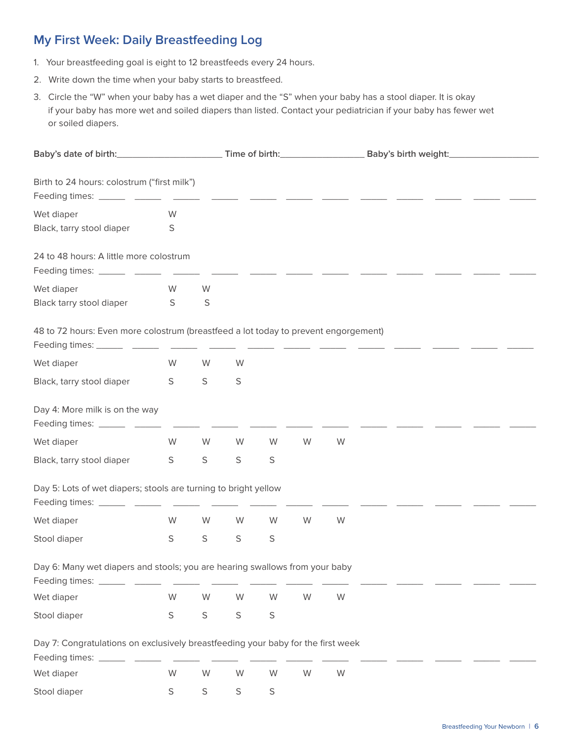## My First Week: Daily Breastfeeding Log

1. Your breastfeeding goal is eight to 12 breastfeeds every 24 hours.
2. Write down the time when your baby starts to breastfeed.
3. Circle the "W" when your baby has a wet diaper and the "S" when your baby has a stool diaper. It is okay if your baby has more wet and soiled diapers than listed. Contact your pediatrician if your baby has fewer wet or soiled diapers.

**Baby's date of birth:**______________________ **Time of birth:**__________________ **Baby's birth weight:**___________________

Birth to 24 hours: colostrum ("first milk")

Feeding times: ______ ______ ______ ______ ______ ______ ______ ______ ______ ______ ______ ______

| | | | | | | |
|---|---|---|---|---|---|---|
| Wet diaper | W | | | | | |
| Black, tarry stool diaper | S | | | | | |

24 to 48 hours: A little more colostrum

Feeding times: ______ ______ ______ ______ ______ ______ ______ ______ ______ ______ ______ ______

| | | | | | | |
|---|---|---|---|---|---|---|
| Wet diaper | W | W | | | | |
| Black tarry stool diaper | S | S | | | | |

48 to 72 hours: Even more colostrum (breastfeed a lot today to prevent engorgement)

Feeding times: ______ ______ ______ ______ ______ ______ ______ ______ ______ ______ ______ ______

| | | | | | | |
|---|---|---|---|---|---|---|
| Wet diaper | W | W | W | | | |
| Black, tarry stool diaper | S | S | S | | | |

Day 4: More milk is on the way

Feeding times: ______ ______ ______ ______ ______ ______ ______ ______ ______ ______ ______ ______

| | | | | | | |
|---|---|---|---|---|---|---|
| Wet diaper | W | W | W | W | W | W |
| Black, tarry stool diaper | S | S | S | S | | |

Day 5: Lots of wet diapers; stools are turning to bright yellow

Feeding times: ______ ______ ______ ______ ______ ______ ______ ______ ______ ______ ______ ______

| | | | | | | |
|---|---|---|---|---|---|---|
| Wet diaper | W | W | W | W | W | W |
| Stool diaper | S | S | S | S | | |

Day 6: Many wet diapers and stools; you are hearing swallows from your baby

Feeding times: ______ ______ ______ ______ ______ ______ ______ ______ ______ ______ ______ ______

| | | | | | | |
|---|---|---|---|---|---|---|
| Wet diaper | W | W | W | W | W | W |
| Stool diaper | S | S | S | S | | |

Day 7: Congratulations on exclusively breastfeeding your baby for the first week

Feeding times: ______ ______ ______ ______ ______ ______ ______ ______ ______ ______ ______ ______

| | | | | | | |
|---|---|---|---|---|---|---|
| Wet diaper | W | W | W | W | W | W |
| Stool diaper | S | S | S | S | | |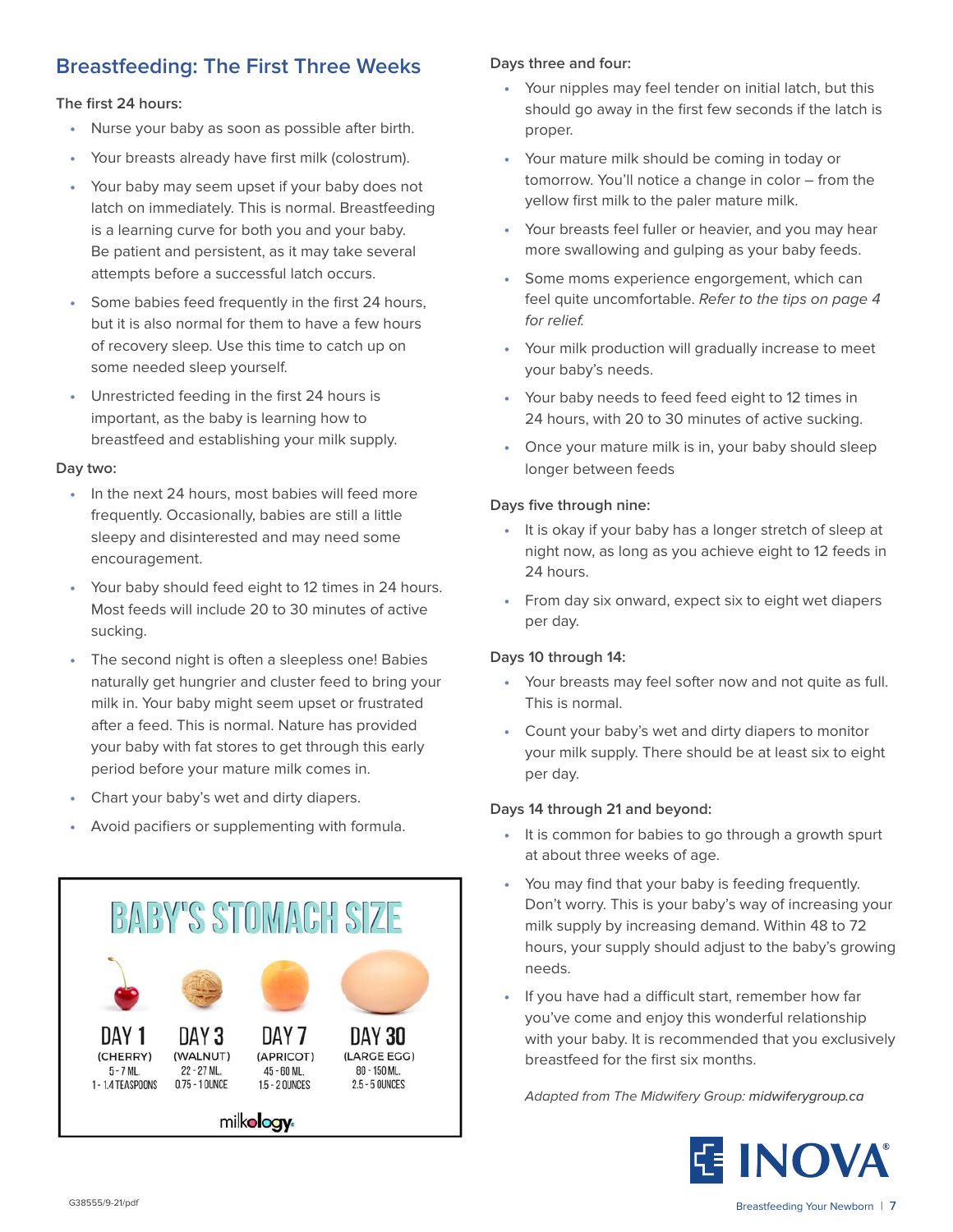# Breastfeeding: The First Three Weeks

**The first 24 hours:**

- Nurse your baby as soon as possible after birth.
- Your breasts already have first milk (colostrum).
- Your baby may seem upset if your baby does not latch on immediately. This is normal. Breastfeeding is a learning curve for both you and your baby. Be patient and persistent, as it may take several attempts before a successful latch occurs.
- Some babies feed frequently in the first 24 hours, but it is also normal for them to have a few hours of recovery sleep. Use this time to catch up on some needed sleep yourself.
- Unrestricted feeding in the first 24 hours is important, as the baby is learning how to breastfeed and establishing your milk supply.

**Day two:**

- In the next 24 hours, most babies will feed more frequently. Occasionally, babies are still a little sleepy and disinterested and may need some encouragement.
- Your baby should feed eight to 12 times in 24 hours. Most feeds will include 20 to 30 minutes of active sucking.
- The second night is often a sleepless one! Babies naturally get hungrier and cluster feed to bring your milk in. Your baby might seem upset or frustrated after a feed. This is normal. Nature has provided your baby with fat stores to get through this early period before your mature milk comes in.
- Chart your baby's wet and dirty diapers.
- Avoid pacifiers or supplementing with formula.

BABY'S STOMACH SIZE

DAY 1
(CHERRY)
5 - 7 ML.
1 - 1.4 TEASPOONS

DAY 3
(WALNUT)
22 - 27 ML.
0.75 - 1 OUNCE

DAY 7
(APRICOT)
45 - 60 ML.
1.5 - 2 OUNCES

DAY 30
(LARGE EGG)
80 - 150 ML.
2.5 - 5 OUNCES

milkology

**Days three and four:**

- Your nipples may feel tender on initial latch, but this should go away in the first few seconds if the latch is proper.
- Your mature milk should be coming in today or tomorrow. You'll notice a change in color – from the yellow first milk to the paler mature milk.
- Your breasts feel fuller or heavier, and you may hear more swallowing and gulping as your baby feeds.
- Some moms experience engorgement, which can feel quite uncomfortable. *Refer to the tips on page 4 for relief.*
- Your milk production will gradually increase to meet your baby's needs.
- Your baby needs to feed feed eight to 12 times in 24 hours, with 20 to 30 minutes of active sucking.
- Once your mature milk is in, your baby should sleep longer between feeds

**Days five through nine:**

- It is okay if your baby has a longer stretch of sleep at night now, as long as you achieve eight to 12 feeds in 24 hours.
- From day six onward, expect six to eight wet diapers per day.

**Days 10 through 14:**

- Your breasts may feel softer now and not quite as full. This is normal.
- Count your baby's wet and dirty diapers to monitor your milk supply. There should be at least six to eight per day.

**Days 14 through 21 and beyond:**

- It is common for babies to go through a growth spurt at about three weeks of age.
- You may find that your baby is feeding frequently. Don't worry. This is your baby's way of increasing your milk supply by increasing demand. Within 48 to 72 hours, your supply should adjust to the baby's growing needs.
- If you have had a difficult start, remember how far you've come and enjoy this wonderful relationship with your baby. It is recommended that you exclusively breastfeed for the first six months.

*Adapted from The Midwifery Group: **midwiferygroup.ca***

INOVA®

G38555/9-21/pdf